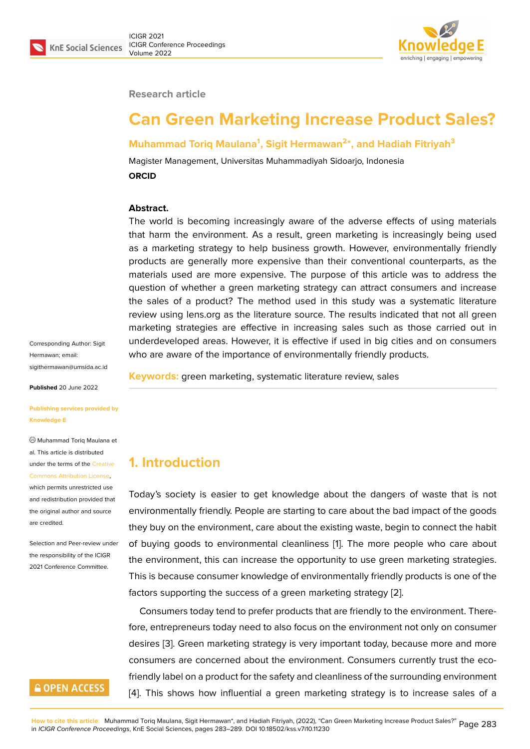Research article

# Can Green Marketing Increase Product Sales?

**Muhammad Toriq Maulana[1], Sigit Hermawan[2]*, and Hadiah Fitriyah[3]**

Magister Management, Universitas Muhammadiyah Sidoarjo, Indonesia

**ORCID**

**Abstract.**

The world is becoming increasingly aware of the adverse effects of using materials that harm the environment. As a result, green marketing is increasingly being used as a marketing strategy to help business growth. However, environmentally friendly products are generally more expensive than their conventional counterparts, as the materials used are more expensive. The purpose of this article was to address the question of whether a green marketing strategy can attract consumers and increase the sales of a product? The method used in this study was a systematic literature review using lens.org as the literature source. The results indicated that not all green marketing strategies are effective in increasing sales such as those carried out in underdeveloped areas. However, it is effective if used in big cities and on consumers who are aware of the importance of environmentally friendly products.

**Keywords:** green marketing, systematic literature review, sales

Corresponding Author: Sigit Hermawan; email: sigithermawan@umsida.ac.id

**Published** 20 June 2022

**Publishing services provided by Knowledge E**

© Muhammad Toriq Maulana et al. This article is distributed under the terms of the Creative Commons Attribution License, which permits unrestricted use and redistribution provided that the original author and source are credited.

Selection and Peer-review under the responsibility of the ICIGR 2021 Conference Committee.

## 1. Introduction

Today's society is easier to get knowledge about the dangers of waste that is not environmentally friendly. People are starting to care about the bad impact of the goods they buy on the environment, care about the existing waste, begin to connect the habit of buying goods to environmental cleanliness [1]. The more people who care about the environment, this can increase the opportunity to use green marketing strategies. This is because consumer knowledge of environmentally friendly products is one of the factors supporting the success of a green marketing strategy [2].

Consumers today tend to prefer products that are friendly to the environment. Therefore, entrepreneurs today need to also focus on the environment not only on consumer desires [3]. Green marketing strategy is very important today, because more and more consumers are concerned about the environment. Consumers currently trust the eco-friendly label on a product for the safety and cleanliness of the surrounding environment [4]. This shows how influential a green marketing strategy is to increase sales of a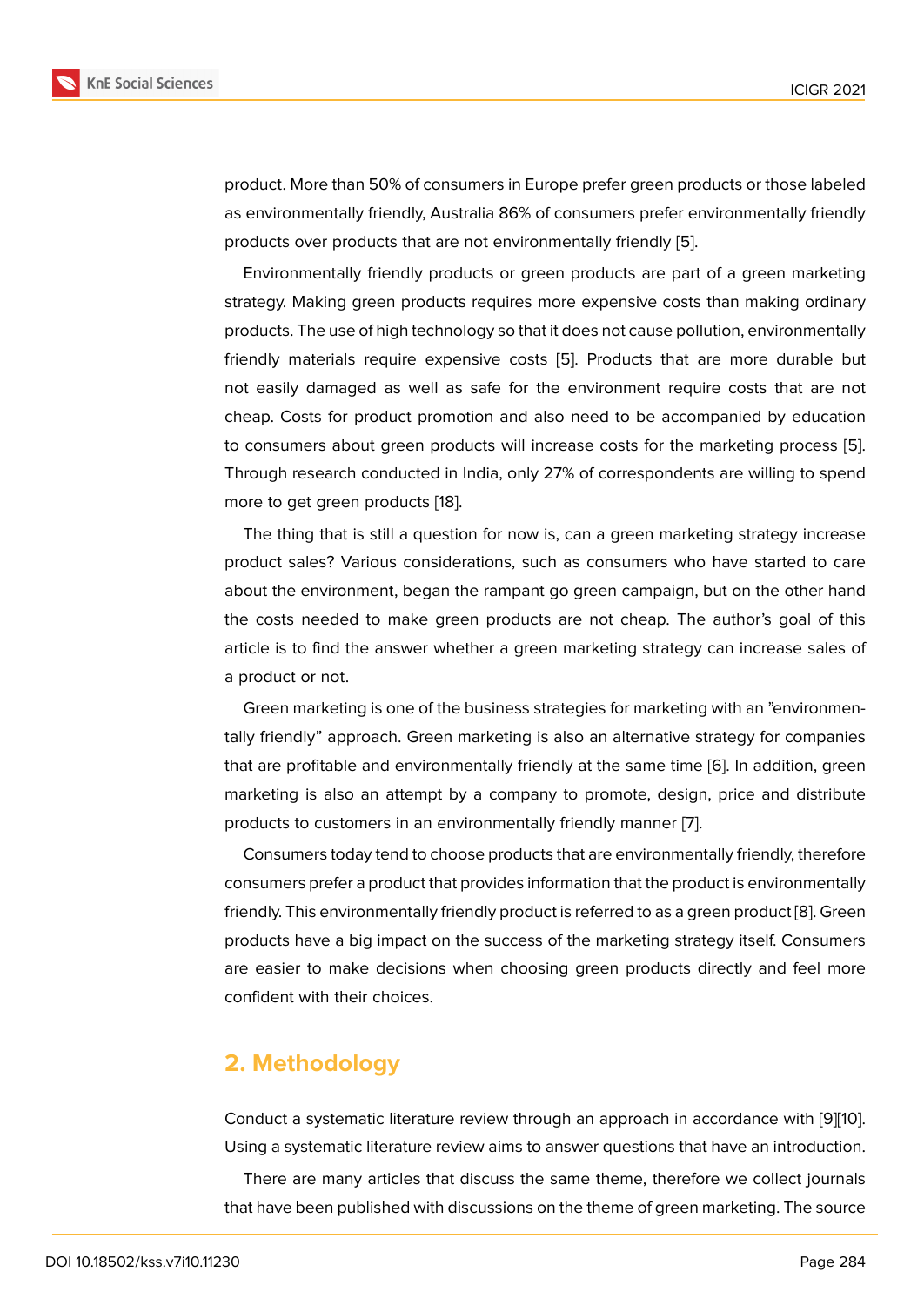product. More than 50% of consumers in Europe prefer green products or those labeled as environmentally friendly, Australia 86% of consumers prefer environmentally friendly products over products that are not environmentally friendly [5].

Environmentally friendly products or green products are part of a green marketing strategy. Making green products requires more expensive costs than making ordinary products. The use of high technology so that it does not cause pollution, environmentally friendly materials require expensive costs [5]. Products that are more durable but not easily damaged as well as safe for the environment require costs that are not cheap. Costs for product promotion and also need to be accompanied by education to consumers about green products will increase costs for the marketing process [5]. Through research conducted in India, only 27% of correspondents are willing to spend more to get green products [18].

The thing that is still a question for now is, can a green marketing strategy increase product sales? Various considerations, such as consumers who have started to care about the environment, began the rampant go green campaign, but on the other hand the costs needed to make green products are not cheap. The author's goal of this article is to find the answer whether a green marketing strategy can increase sales of a product or not.

Green marketing is one of the business strategies for marketing with an "environmentally friendly" approach. Green marketing is also an alternative strategy for companies that are profitable and environmentally friendly at the same time [6]. In addition, green marketing is also an attempt by a company to promote, design, price and distribute products to customers in an environmentally friendly manner [7].

Consumers today tend to choose products that are environmentally friendly, therefore consumers prefer a product that provides information that the product is environmentally friendly. This environmentally friendly product is referred to as a green product [8]. Green products have a big impact on the success of the marketing strategy itself. Consumers are easier to make decisions when choosing green products directly and feel more confident with their choices.

## 2. Methodology

Conduct a systematic literature review through an approach in accordance with [9][10]. Using a systematic literature review aims to answer questions that have an introduction.

There are many articles that discuss the same theme, therefore we collect journals that have been published with discussions on the theme of green marketing. The source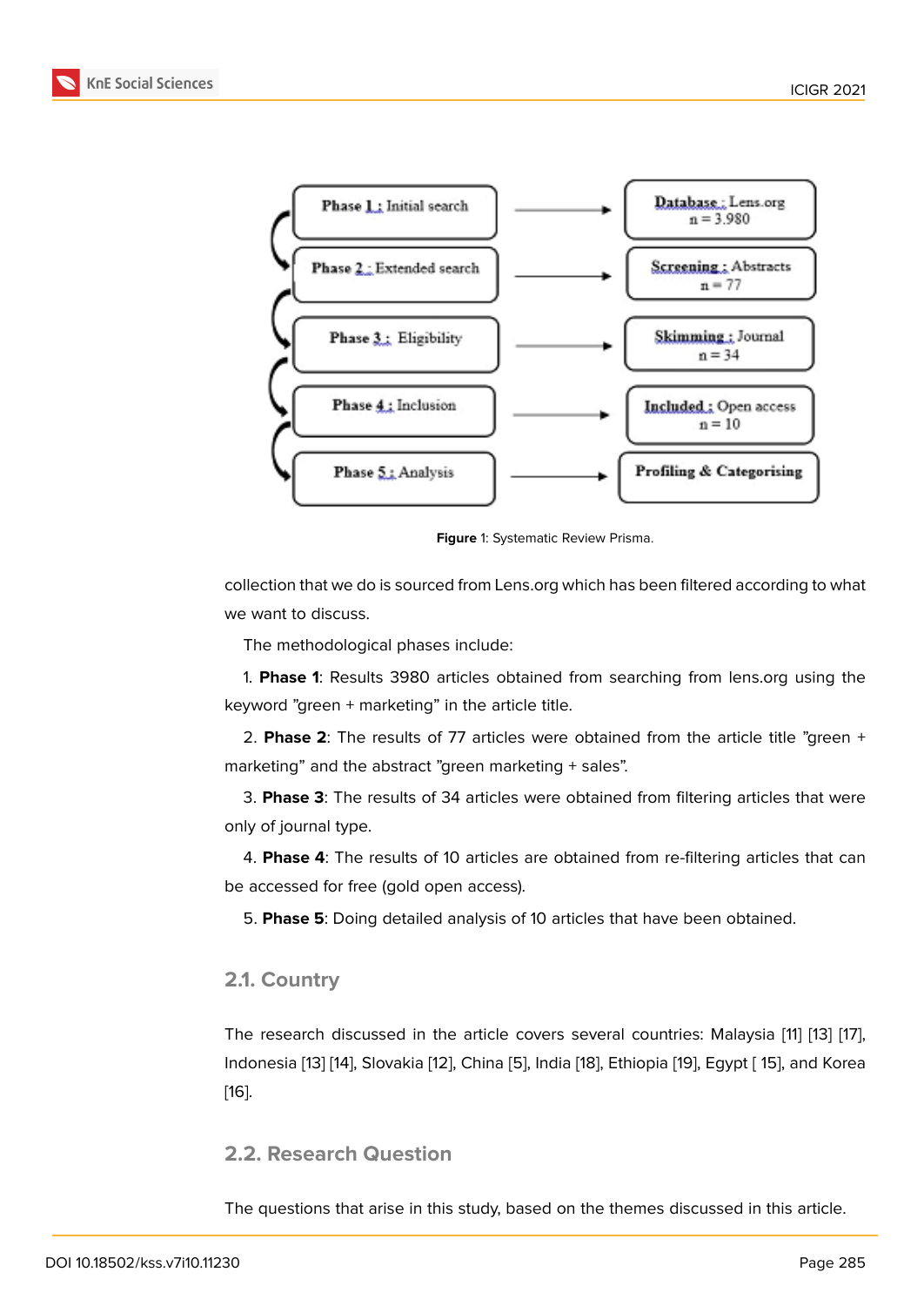Figure 1: Systematic Review Prisma.

collection that we do is sourced from Lens.org which has been filtered according to what we want to discuss.

The methodological phases include:

1. **Phase 1**: Results 3980 articles obtained from searching from lens.org using the keyword "green + marketing" in the article title.

2. **Phase 2**: The results of 77 articles were obtained from the article title "green + marketing" and the abstract "green marketing + sales".

3. **Phase 3**: The results of 34 articles were obtained from filtering articles that were only of journal type.

4. **Phase 4**: The results of 10 articles are obtained from re-filtering articles that can be accessed for free (gold open access).

5. **Phase 5**: Doing detailed analysis of 10 articles that have been obtained.

## 2.1. Country

The research discussed in the article covers several countries: Malaysia [11] [13] [17], Indonesia [13] [14], Slovakia [12], China [5], India [18], Ethiopia [19], Egypt [ 15], and Korea [16].

## 2.2. Research Question

The questions that arise in this study, based on the themes discussed in this article.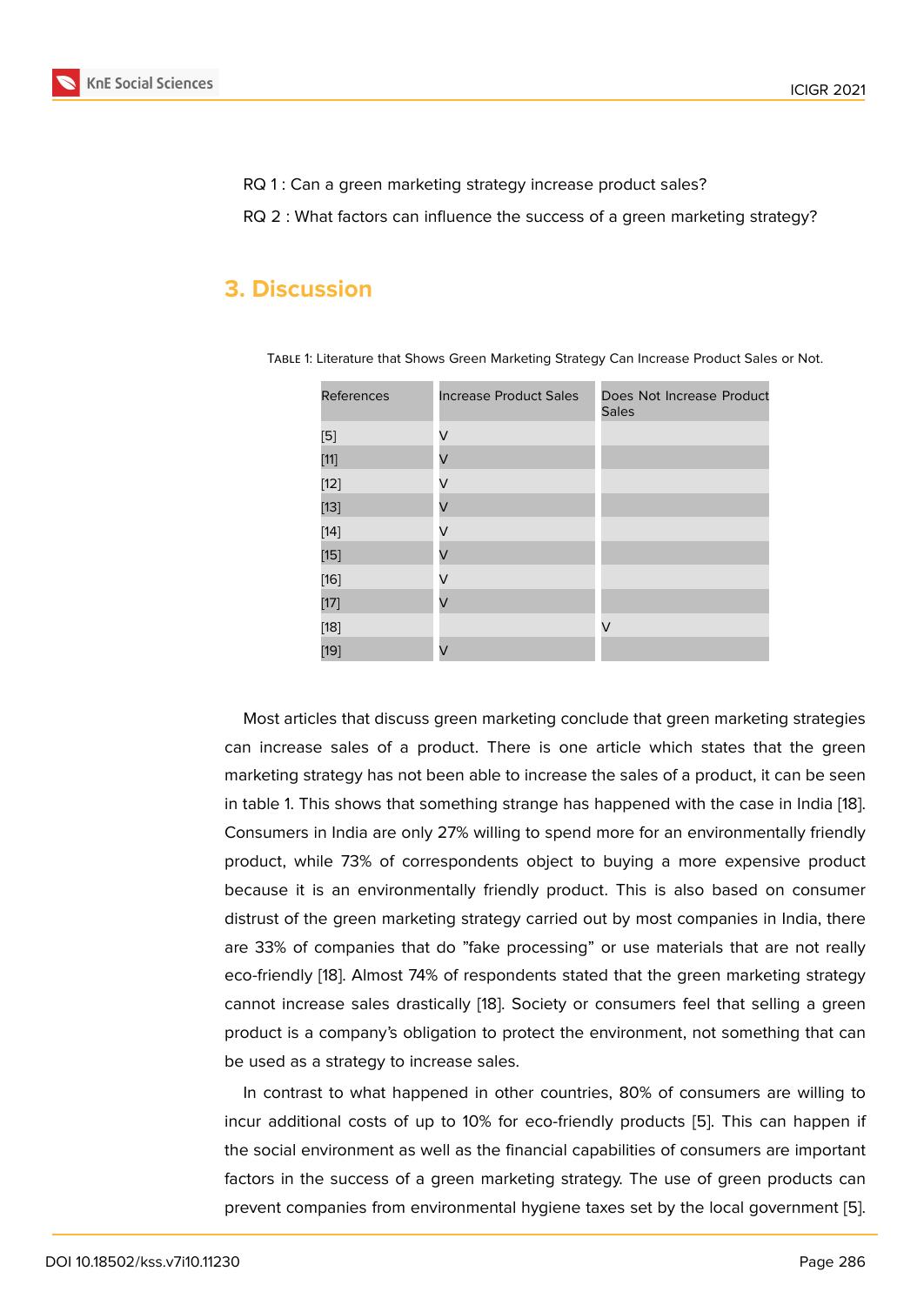RQ 1 : Can a green marketing strategy increase product sales?

RQ 2 : What factors can influence the success of a green marketing strategy?

# 3. Discussion

TABLE 1: Literature that Shows Green Marketing Strategy Can Increase Product Sales or Not.

| References | Increase Product Sales | Does Not Increase Product Sales |
|---|---|---|
| [5] | V | |
| [11] | V | |
| [12] | V | |
| [13] | V | |
| [14] | V | |
| [15] | V | |
| [16] | V | |
| [17] | V | |
| [18] | | V |
| [19] | V | |

Most articles that discuss green marketing conclude that green marketing strategies can increase sales of a product. There is one article which states that the green marketing strategy has not been able to increase the sales of a product, it can be seen in table 1. This shows that something strange has happened with the case in India [18]. Consumers in India are only 27% willing to spend more for an environmentally friendly product, while 73% of correspondents object to buying a more expensive product because it is an environmentally friendly product. This is also based on consumer distrust of the green marketing strategy carried out by most companies in India, there are 33% of companies that do "fake processing" or use materials that are not really eco-friendly [18]. Almost 74% of respondents stated that the green marketing strategy cannot increase sales drastically [18]. Society or consumers feel that selling a green product is a company's obligation to protect the environment, not something that can be used as a strategy to increase sales.

In contrast to what happened in other countries, 80% of consumers are willing to incur additional costs of up to 10% for eco-friendly products [5]. This can happen if the social environment as well as the financial capabilities of consumers are important factors in the success of a green marketing strategy. The use of green products can prevent companies from environmental hygiene taxes set by the local government [5].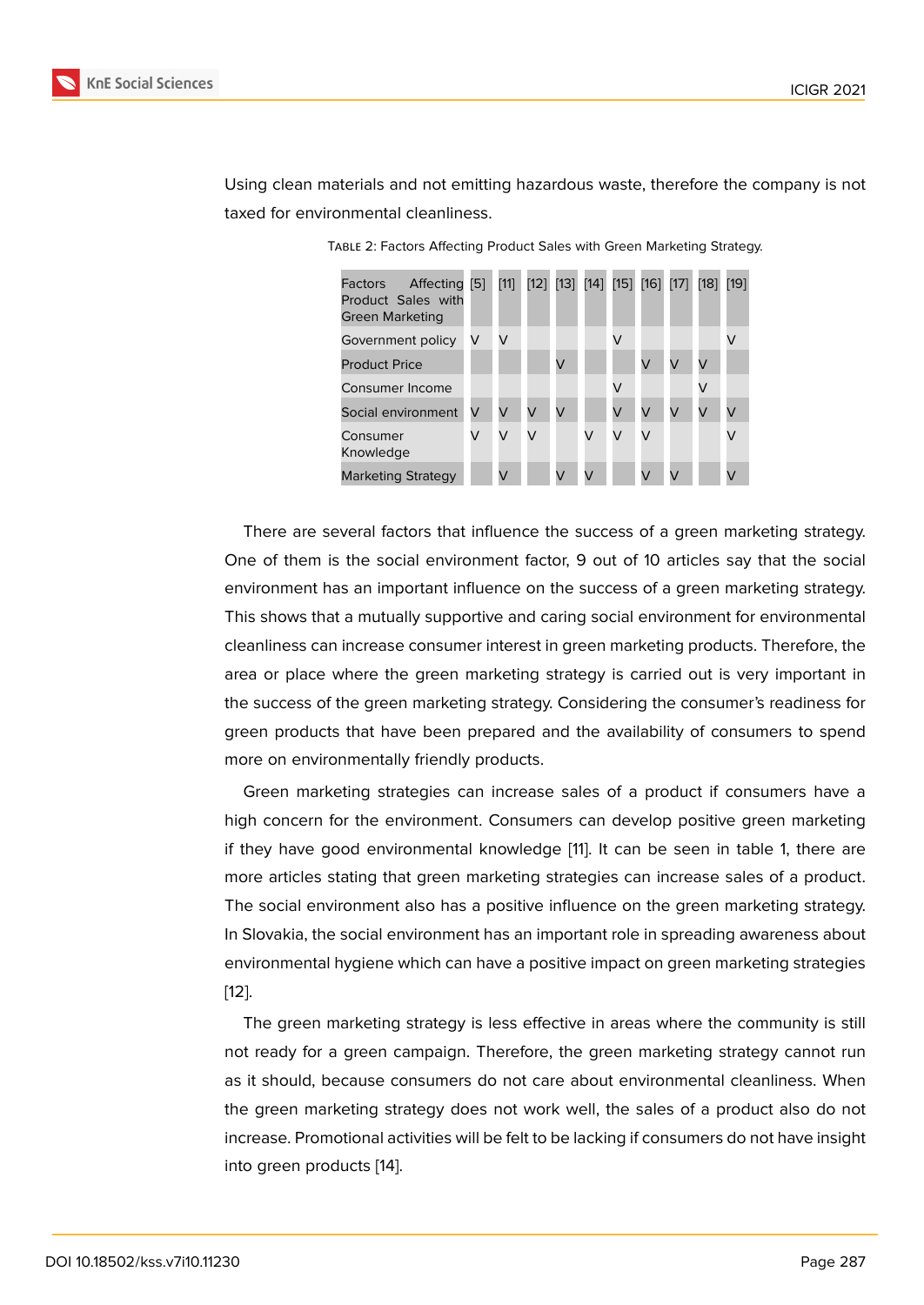Using clean materials and not emitting hazardous waste, therefore the company is not taxed for environmental cleanliness.

TABLE 2: Factors Affecting Product Sales with Green Marketing Strategy.

| Factors Affecting Product Sales with Green Marketing | [5] | [11] | [12] | [13] | [14] | [15] | [16] | [17] | [18] | [19] |
|---|---|---|---|---|---|---|---|---|---|---|
| Government policy | V | V | | | | V | | | | V |
| Product Price | | | | V | | | V | V | V | |
| Consumer Income | | | | | | V | | | V | |
| Social environment | V | V | V | V | | V | V | V | V | V |
| Consumer Knowledge | V | V | V | | V | V | V | | | V |
| Marketing Strategy | | V | | V | V | | V | V | | V |

There are several factors that influence the success of a green marketing strategy. One of them is the social environment factor, 9 out of 10 articles say that the social environment has an important influence on the success of a green marketing strategy. This shows that a mutually supportive and caring social environment for environmental cleanliness can increase consumer interest in green marketing products. Therefore, the area or place where the green marketing strategy is carried out is very important in the success of the green marketing strategy. Considering the consumer's readiness for green products that have been prepared and the availability of consumers to spend more on environmentally friendly products.

Green marketing strategies can increase sales of a product if consumers have a high concern for the environment. Consumers can develop positive green marketing if they have good environmental knowledge [11]. It can be seen in table 1, there are more articles stating that green marketing strategies can increase sales of a product. The social environment also has a positive influence on the green marketing strategy. In Slovakia, the social environment has an important role in spreading awareness about environmental hygiene which can have a positive impact on green marketing strategies [12].

The green marketing strategy is less effective in areas where the community is still not ready for a green campaign. Therefore, the green marketing strategy cannot run as it should, because consumers do not care about environmental cleanliness. When the green marketing strategy does not work well, the sales of a product also do not increase. Promotional activities will be felt to be lacking if consumers do not have insight into green products [14].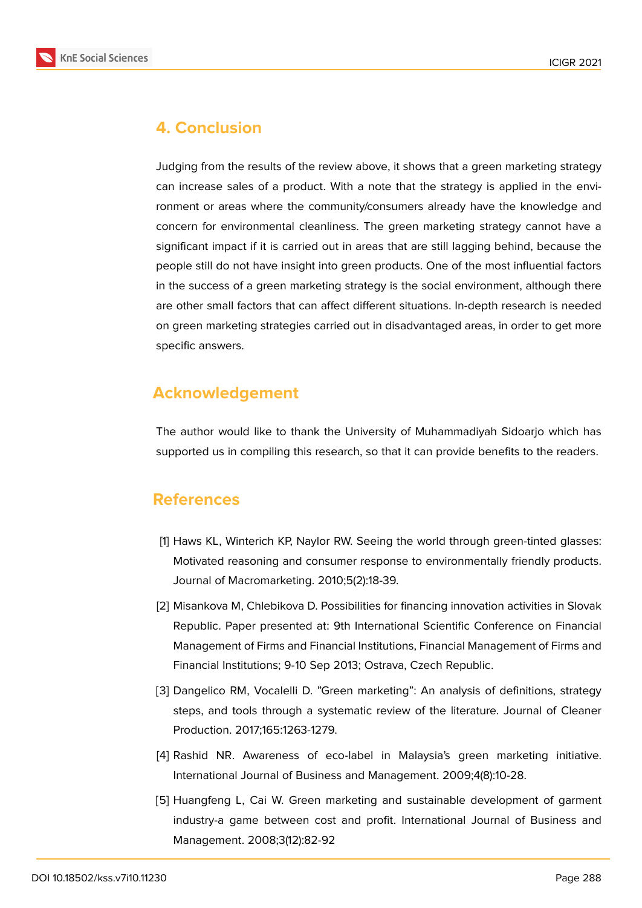## 4. Conclusion

Judging from the results of the review above, it shows that a green marketing strategy can increase sales of a product. With a note that the strategy is applied in the environment or areas where the community/consumers already have the knowledge and concern for environmental cleanliness. The green marketing strategy cannot have a significant impact if it is carried out in areas that are still lagging behind, because the people still do not have insight into green products. One of the most influential factors in the success of a green marketing strategy is the social environment, although there are other small factors that can affect different situations. In-depth research is needed on green marketing strategies carried out in disadvantaged areas, in order to get more specific answers.

## Acknowledgement

The author would like to thank the University of Muhammadiyah Sidoarjo which has supported us in compiling this research, so that it can provide benefits to the readers.

## References

[1] Haws KL, Winterich KP, Naylor RW. Seeing the world through green-tinted glasses: Motivated reasoning and consumer response to environmentally friendly products. Journal of Macromarketing. 2010;5(2):18-39.

[2] Misankova M, Chlebikova D. Possibilities for financing innovation activities in Slovak Republic. Paper presented at: 9th International Scientific Conference on Financial Management of Firms and Financial Institutions, Financial Management of Firms and Financial Institutions; 9-10 Sep 2013; Ostrava, Czech Republic.

[3] Dangelico RM, Vocalelli D. "Green marketing": An analysis of definitions, strategy steps, and tools through a systematic review of the literature. Journal of Cleaner Production. 2017;165:1263-1279.

[4] Rashid NR. Awareness of eco-label in Malaysia's green marketing initiative. International Journal of Business and Management. 2009;4(8):10-28.

[5] Huangfeng L, Cai W. Green marketing and sustainable development of garment industry-a game between cost and profit. International Journal of Business and Management. 2008;3(12):82-92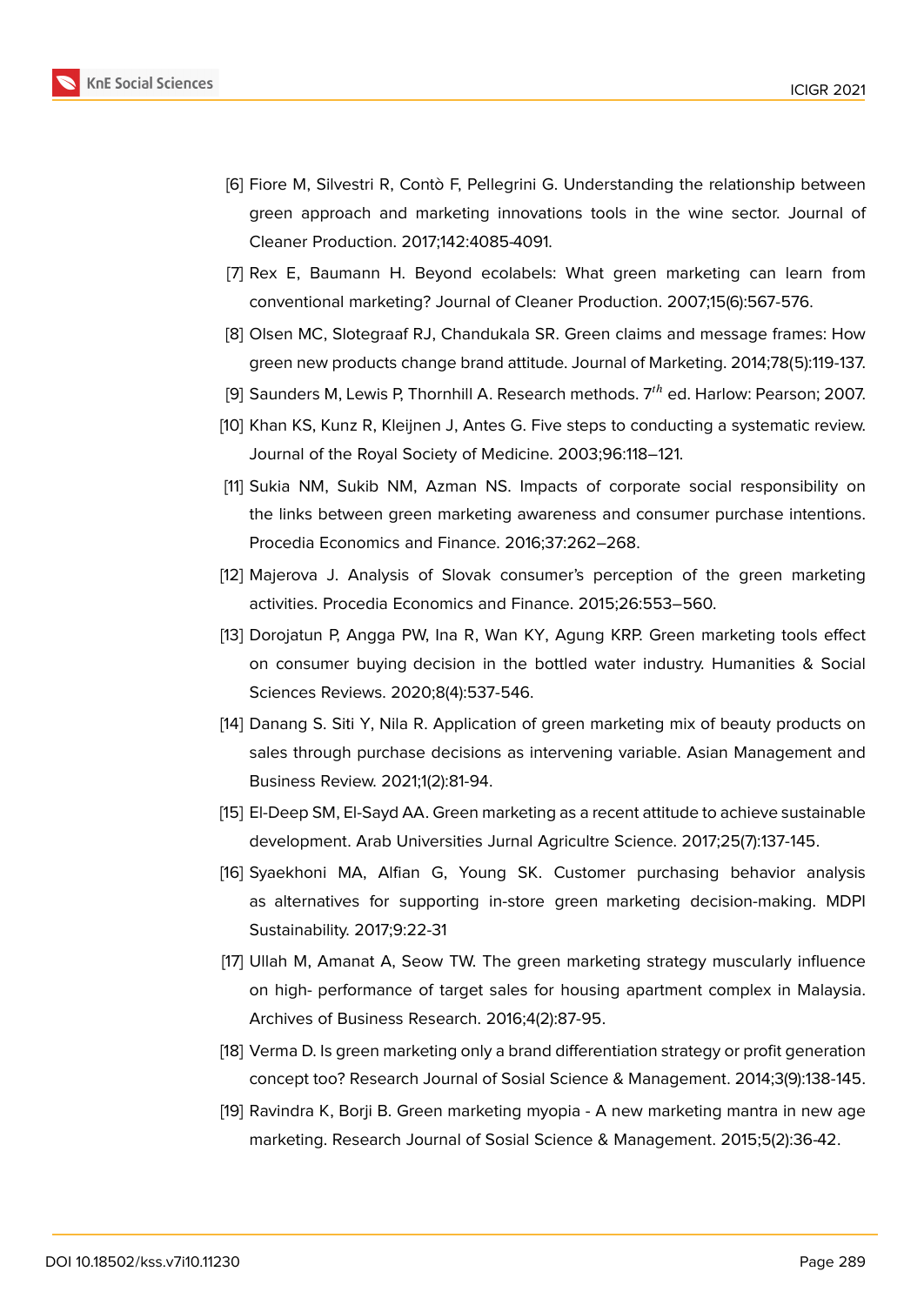[6] Fiore M, Silvestri R, Contò F, Pellegrini G. Understanding the relationship between green approach and marketing innovations tools in the wine sector. Journal of Cleaner Production. 2017;142:4085-4091.

[7] Rex E, Baumann H. Beyond ecolabels: What green marketing can learn from conventional marketing? Journal of Cleaner Production. 2007;15(6):567-576.

[8] Olsen MC, Slotegraaf RJ, Chandukala SR. Green claims and message frames: How green new products change brand attitude. Journal of Marketing. 2014;78(5):119-137.

[9] Saunders M, Lewis P, Thornhill A. Research methods. $7^{th}$ ed. Harlow: Pearson; 2007.

[10] Khan KS, Kunz R, Kleijnen J, Antes G. Five steps to conducting a systematic review. Journal of the Royal Society of Medicine. 2003;96:118–121.

[11] Sukia NM, Sukib NM, Azman NS. Impacts of corporate social responsibility on the links between green marketing awareness and consumer purchase intentions. Procedia Economics and Finance. 2016;37:262–268.

[12] Majerova J. Analysis of Slovak consumer's perception of the green marketing activities. Procedia Economics and Finance. 2015;26:553–560.

[13] Dorojatun P, Angga PW, Ina R, Wan KY, Agung KRP. Green marketing tools effect on consumer buying decision in the bottled water industry. Humanities & Social Sciences Reviews. 2020;8(4):537-546.

[14] Danang S. Siti Y, Nila R. Application of green marketing mix of beauty products on sales through purchase decisions as intervening variable. Asian Management and Business Review. 2021;1(2):81-94.

[15] El-Deep SM, El-Sayd AA. Green marketing as a recent attitude to achieve sustainable development. Arab Universities Jurnal Agricultre Science. 2017;25(7):137-145.

[16] Syaekhoni MA, Alfian G, Young SK. Customer purchasing behavior analysis as alternatives for supporting in-store green marketing decision-making. MDPI Sustainability. 2017;9:22-31

[17] Ullah M, Amanat A, Seow TW. The green marketing strategy muscularly influence on high- performance of target sales for housing apartment complex in Malaysia. Archives of Business Research. 2016;4(2):87-95.

[18] Verma D. Is green marketing only a brand differentiation strategy or profit generation concept too? Research Journal of Sosial Science & Management. 2014;3(9):138-145.

[19] Ravindra K, Borji B. Green marketing myopia - A new marketing mantra in new age marketing. Research Journal of Sosial Science & Management. 2015;5(2):36-42.